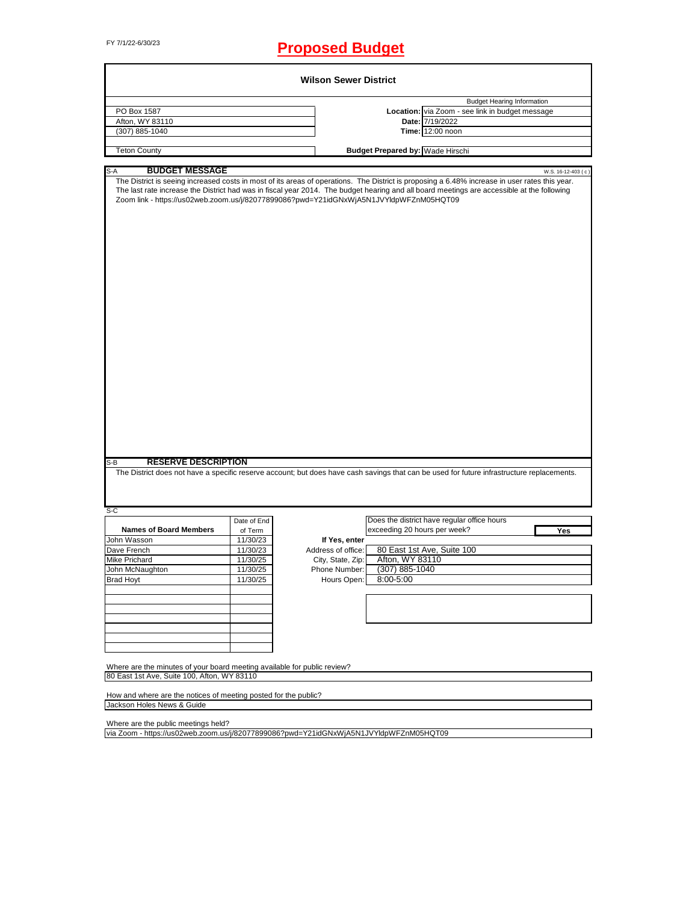FY 7/1/22-6/30/23

# Proposed Budget

## Wilson Sewer District

| | | Budget Hearing Information |
|---|---|---|
| PO Box 1587 | **Location:** | via Zoom - see link in budget message |
| Afton, WY 83110 | **Date:** | 7/19/2022 |
| (307) 885-1040 | **Time:** | 12:00 noon |
| Teton County | **Budget Prepared by:** | Wade Hirschi |

### S-A BUDGET MESSAGE

W.S. 16-12-403 ( c )

The District is seeing increased costs in most of its areas of operations. The District is proposing a 6.48% increase in user rates this year. The last rate increase the District had was in fiscal year 2014. The budget hearing and all board meetings are accessible at the following Zoom link - https://us02web.zoom.us/j/82077899086?pwd=Y21idGNxWjA5N1JVYldpWFZnM05HQT09

### S-B RESERVE DESCRIPTION

The District does not have a specific reserve account; but does have cash savings that can be used for future infrastructure replacements.

### S-C

| Names of Board Members | Date of End of Term |
|---|---|
| John Wasson | 11/30/23 |
| Dave French | 11/30/23 |
| Mike Prichard | 11/30/25 |
| John McNaughton | 11/30/25 |
| Brad Hoyt | 11/30/25 |

Does the district have regular office hours exceeding 20 hours per week? **Yes**

**If Yes, enter**

| | |
|---|---|
| Address of office: | 80 East 1st Ave, Suite 100 |
| City, State, Zip: | Afton, WY 83110 |
| Phone Number: | (307) 885-1040 |
| Hours Open: | 8:00-5:00 |

Where are the minutes of your board meeting available for public review?
80 East 1st Ave, Suite 100, Afton, WY 83110

How and where are the notices of meeting posted for the public?
Jackson Holes News & Guide

Where are the public meetings held?
via Zoom - https://us02web.zoom.us/j/82077899086?pwd=Y21idGNxWjA5N1JVYldpWFZnM05HQT09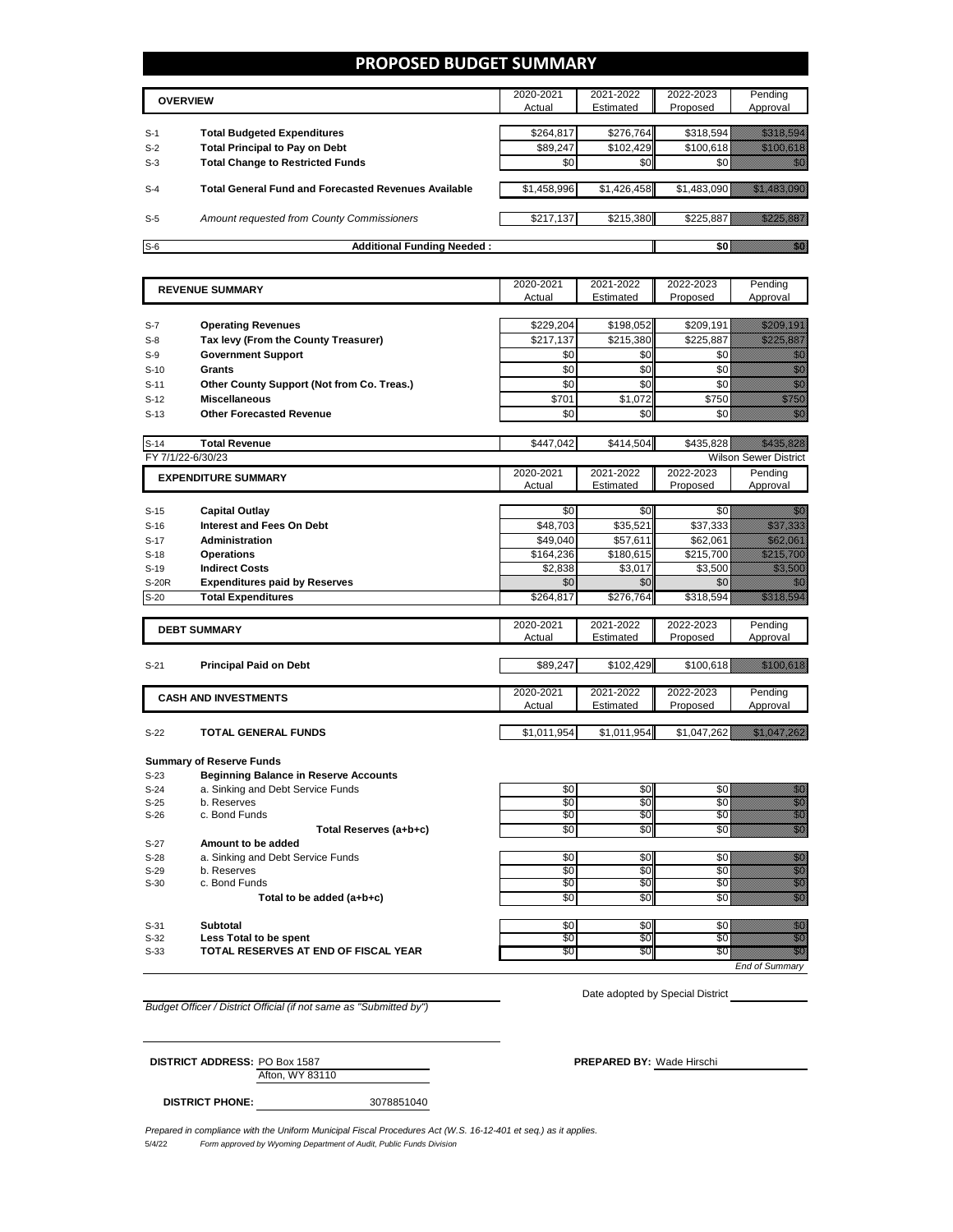# PROPOSED BUDGET SUMMARY

| | OVERVIEW | 2020-2021 Actual | 2021-2022 Estimated | 2022-2023 Proposed | Pending Approval |
|---|---|---|---|---|---|
| S-1 | **Total Budgeted Expenditures** | $264,817 | $276,764 | $318,594 | $318,594 |
| S-2 | **Total Principal to Pay on Debt** | $89,247 | $102,429 | $100,618 | $100,618 |
| S-3 | **Total Change to Restricted Funds** | $0 | $0 | $0 | $0 |
| S-4 | **Total General Fund and Forecasted Revenues Available** | $1,458,996 | $1,426,458 | $1,483,090 | $1,483,090 |
| S-5 | *Amount requested from County Commissioners* | $217,137 | $215,380 | $225,887 | $225,887 |
| S-6 | **Additional Funding Needed :** | | | $0 | $0 |

| | REVENUE SUMMARY | 2020-2021 Actual | 2021-2022 Estimated | 2022-2023 Proposed | Pending Approval |
|---|---|---|---|---|---|
| S-7 | **Operating Revenues** | $229,204 | $198,052 | $209,191 | $209,191 |
| S-8 | **Tax levy (From the County Treasurer)** | $217,137 | $215,380 | $225,887 | $225,887 |
| S-9 | **Government Support** | $0 | $0 | $0 | $0 |
| S-10 | **Grants** | $0 | $0 | $0 | $0 |
| S-11 | **Other County Support (Not from Co. Treas.)** | $0 | $0 | $0 | $0 |
| S-12 | **Miscellaneous** | $701 | $1,072 | $750 | $750 |
| S-13 | **Other Forecasted Revenue** | $0 | $0 | $0 | $0 |
| S-14 | **Total Revenue** | $447,042 | $414,504 | $435,828 | $435,828 |

FY 7/1/22-6/30/23 — Wilson Sewer District

| | EXPENDITURE SUMMARY | 2020-2021 Actual | 2021-2022 Estimated | 2022-2023 Proposed | Pending Approval |
|---|---|---|---|---|---|
| S-15 | **Capital Outlay** | $0 | $0 | $0 | $0 |
| S-16 | **Interest and Fees On Debt** | $48,703 | $35,521 | $37,333 | $37,333 |
| S-17 | **Administration** | $49,040 | $57,611 | $62,061 | $62,061 |
| S-18 | **Operations** | $164,236 | $180,615 | $215,700 | $215,700 |
| S-19 | **Indirect Costs** | $2,838 | $3,017 | $3,500 | $3,500 |
| S-20R | **Expenditures paid by Reserves** | $0 | $0 | $0 | $0 |
| S-20 | **Total Expenditures** | $264,817 | $276,764 | $318,594 | $318,594 |

| | DEBT SUMMARY | 2020-2021 Actual | 2021-2022 Estimated | 2022-2023 Proposed | Pending Approval |
|---|---|---|---|---|---|
| S-21 | **Principal Paid on Debt** | $89,247 | $102,429 | $100,618 | $100,618 |

| | CASH AND INVESTMENTS | 2020-2021 Actual | 2021-2022 Estimated | 2022-2023 Proposed | Pending Approval |
|---|---|---|---|---|---|
| S-22 | **TOTAL GENERAL FUNDS** | $1,011,954 | $1,011,954 | $1,047,262 | $1,047,262 |

**Summary of Reserve Funds**

| | | 2020-2021 | 2021-2022 | 2022-2023 | Pending |
|---|---|---|---|---|---|
| S-23 | **Beginning Balance in Reserve Accounts** | | | | |
| S-24 | a. Sinking and Debt Service Funds | $0 | $0 | $0 | $0 |
| S-25 | b. Reserves | $0 | $0 | $0 | $0 |
| S-26 | c. Bond Funds | $0 | $0 | $0 | $0 |
| | **Total Reserves (a+b+c)** | $0 | $0 | $0 | $0 |
| S-27 | **Amount to be added** | | | | |
| S-28 | a. Sinking and Debt Service Funds | $0 | $0 | $0 | $0 |
| S-29 | b. Reserves | $0 | $0 | $0 | $0 |
| S-30 | c. Bond Funds | $0 | $0 | $0 | $0 |
| | **Total to be added (a+b+c)** | $0 | $0 | $0 | $0 |
| S-31 | **Subtotal** | $0 | $0 | $0 | $0 |
| S-32 | **Less Total to be spent** | $0 | $0 | $0 | $0 |
| S-33 | **TOTAL RESERVES AT END OF FISCAL YEAR** | $0 | $0 | $0 | $0 |

*End of Summary*

*Budget Officer / District Official (if not same as "Submitted by")*

Date adopted by Special District

**DISTRICT ADDRESS:** PO Box 1587
Afton, WY 83110

**PREPARED BY:** Wade Hirschi

**DISTRICT PHONE:** 3078851040

*Prepared in compliance with the Uniform Municipal Fiscal Procedures Act (W.S. 16-12-401 et seq.) as it applies.*

5/4/22 *Form approved by Wyoming Department of Audit, Public Funds Division*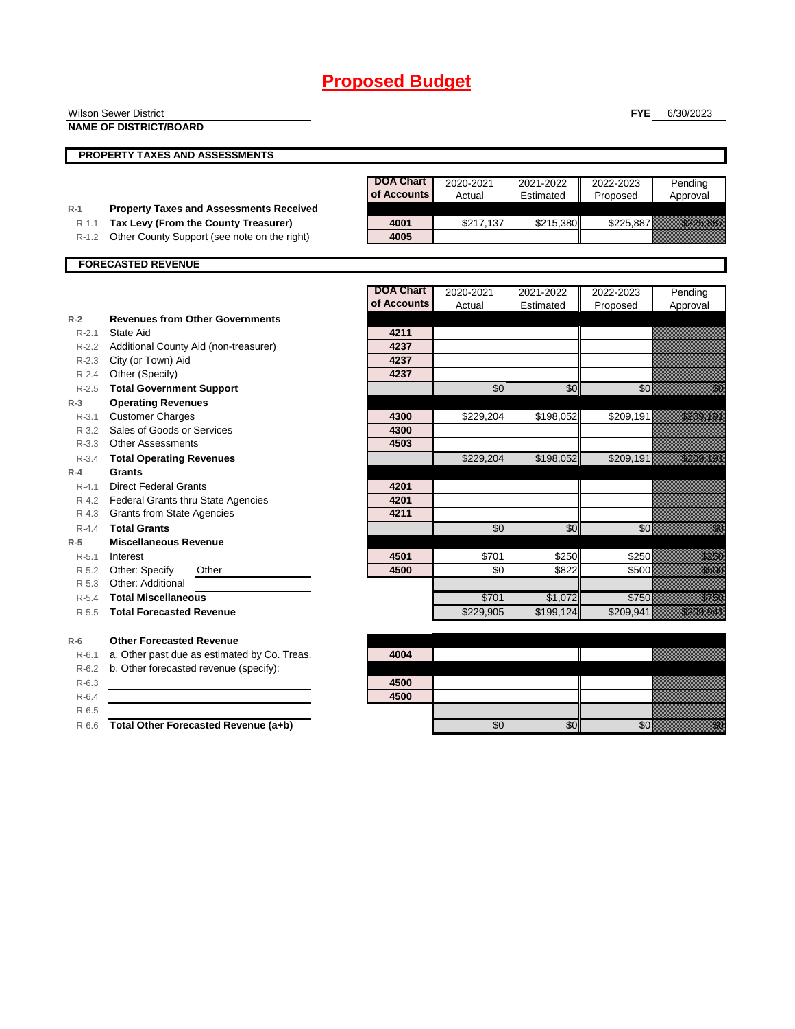# Proposed Budget

Wilson Sewer District
**NAME OF DISTRICT/BOARD**

**FYE** 6/30/2023

## PROPERTY TAXES AND ASSESSMENTS

| | | DOA Chart of Accounts | 2020-2021 Actual | 2021-2022 Estimated | 2022-2023 Proposed | Pending Approval |
|---|---|---|---|---|---|---|
| R-1 | **Property Taxes and Assessments Received** | | | | | |
| R-1.1 | **Tax Levy (From the County Treasurer)** | 4001 | $217,137 | $215,380 | $225,887 | $225,887 |
| R-1.2 | Other County Support (see note on the right) | 4005 | | | | |

## FORECASTED REVENUE

| | | DOA Chart of Accounts | 2020-2021 Actual | 2021-2022 Estimated | 2022-2023 Proposed | Pending Approval |
|---|---|---|---|---|---|---|
| R-2 | **Revenues from Other Governments** | | | | | |
| R-2.1 | State Aid | 4211 | | | | |
| R-2.2 | Additional County Aid (non-treasurer) | 4237 | | | | |
| R-2.3 | City (or Town) Aid | 4237 | | | | |
| R-2.4 | Other (Specify) | 4237 | | | | |
| R-2.5 | **Total Government Support** | | $0 | $0 | $0 | $0 |
| R-3 | **Operating Revenues** | | | | | |
| R-3.1 | Customer Charges | 4300 | $229,204 | $198,052 | $209,191 | $209,191 |
| R-3.2 | Sales of Goods or Services | 4300 | | | | |
| R-3.3 | Other Assessments | 4503 | | | | |
| R-3.4 | **Total Operating Revenues** | | $229,204 | $198,052 | $209,191 | $209,191 |
| R-4 | **Grants** | | | | | |
| R-4.1 | Direct Federal Grants | 4201 | | | | |
| R-4.2 | Federal Grants thru State Agencies | 4201 | | | | |
| R-4.3 | Grants from State Agencies | 4211 | | | | |
| R-4.4 | **Total Grants** | | $0 | $0 | $0 | $0 |
| R-5 | **Miscellaneous Revenue** | | | | | |
| R-5.1 | Interest | 4501 | $701 | $250 | $250 | $250 |
| R-5.2 | Other: Specify Other | 4500 | $0 | $822 | $500 | $500 |
| R-5.3 | Other: Additional | | | | | |
| R-5.4 | **Total Miscellaneous** | | $701 | $1,072 | $750 | $750 |
| R-5.5 | **Total Forecasted Revenue** | | $229,905 | $199,124 | $209,941 | $209,941 |
| | | | | | | |
| R-6 | **Other Forecasted Revenue** | | | | | |
| R-6.1 | a. Other past due as estimated by Co. Treas. | 4004 | | | | |
| R-6.2 | b. Other forecasted revenue (specify): | | | | | |
| R-6.3 | | 4500 | | | | |
| R-6.4 | | 4500 | | | | |
| R-6.5 | | | | | | |
| R-6.6 | **Total Other Forecasted Revenue (a+b)** | | $0 | $0 | $0 | $0 |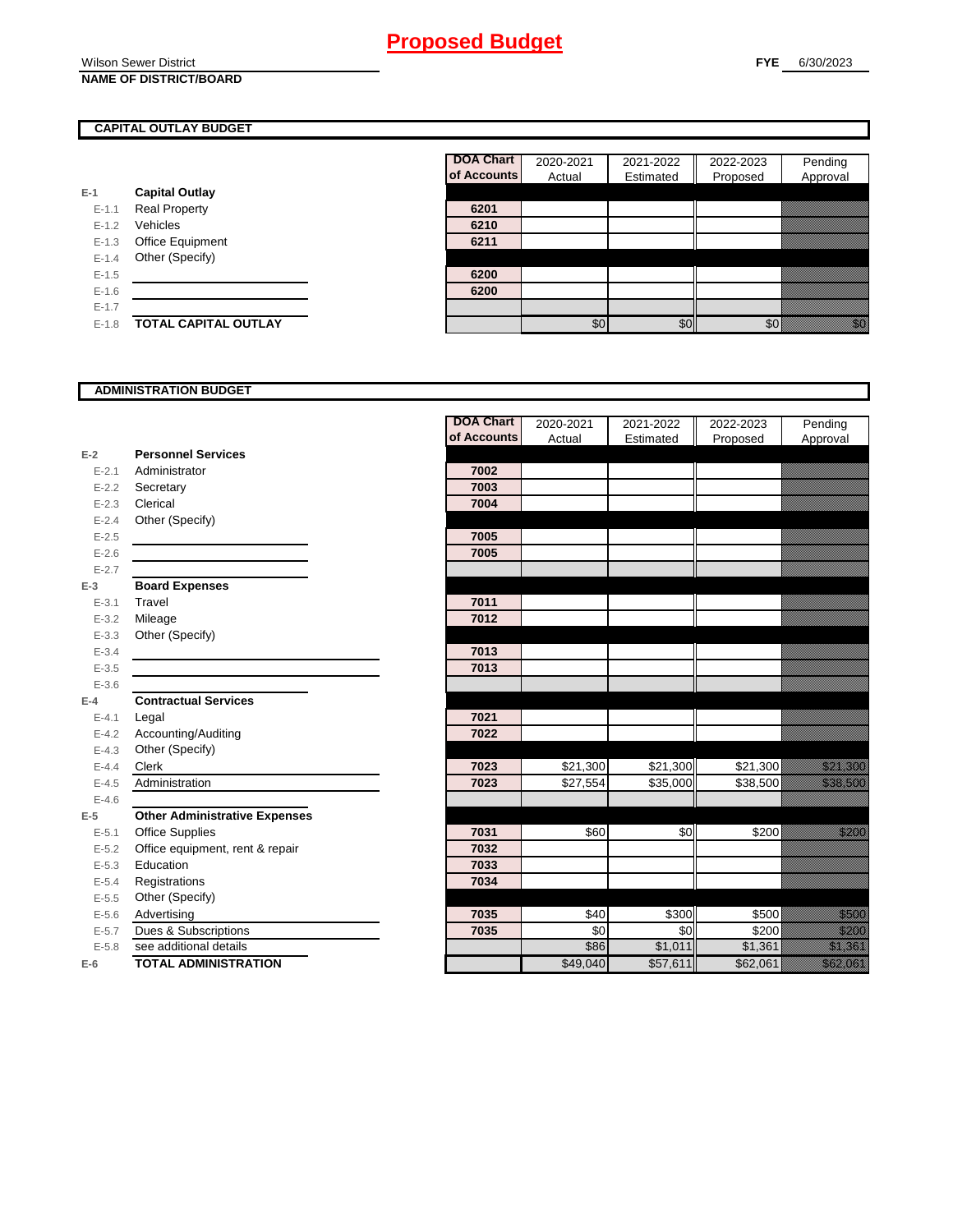# Proposed Budget

Wilson Sewer District
**NAME OF DISTRICT/BOARD**

**FYE** 6/30/2023

## CAPITAL OUTLAY BUDGET

| | | DOA Chart of Accounts | 2020-2021 Actual | 2021-2022 Estimated | 2022-2023 Proposed | Pending Approval |
|---|---|---|---|---|---|---|
| E-1 | **Capital Outlay** | | | | | |
| E-1.1 | Real Property | 6201 | | | | |
| E-1.2 | Vehicles | 6210 | | | | |
| E-1.3 | Office Equipment | 6211 | | | | |
| E-1.4 | Other (Specify) | | | | | |
| E-1.5 | | 6200 | | | | |
| E-1.6 | | 6200 | | | | |
| E-1.7 | | | | | | |
| E-1.8 | **TOTAL CAPITAL OUTLAY** | | $0 | $0 | $0 | $0 |

## ADMINISTRATION BUDGET

| | | DOA Chart of Accounts | 2020-2021 Actual | 2021-2022 Estimated | 2022-2023 Proposed | Pending Approval |
|---|---|---|---|---|---|---|
| E-2 | **Personnel Services** | | | | | |
| E-2.1 | Administrator | 7002 | | | | |
| E-2.2 | Secretary | 7003 | | | | |
| E-2.3 | Clerical | 7004 | | | | |
| E-2.4 | Other (Specify) | | | | | |
| E-2.5 | | 7005 | | | | |
| E-2.6 | | 7005 | | | | |
| E-2.7 | | | | | | |
| E-3 | **Board Expenses** | | | | | |
| E-3.1 | Travel | 7011 | | | | |
| E-3.2 | Mileage | 7012 | | | | |
| E-3.3 | Other (Specify) | | | | | |
| E-3.4 | | 7013 | | | | |
| E-3.5 | | 7013 | | | | |
| E-3.6 | | | | | | |
| E-4 | **Contractual Services** | | | | | |
| E-4.1 | Legal | 7021 | | | | |
| E-4.2 | Accounting/Auditing | 7022 | | | | |
| E-4.3 | Other (Specify) | | | | | |
| E-4.4 | Clerk | 7023 | $21,300 | $21,300 | $21,300 | $21,300 |
| E-4.5 | Administration | 7023 | $27,554 | $35,000 | $38,500 | $38,500 |
| E-4.6 | | | | | | |
| E-5 | **Other Administrative Expenses** | | | | | |
| E-5.1 | Office Supplies | 7031 | $60 | $0 | $200 | $200 |
| E-5.2 | Office equipment, rent & repair | 7032 | | | | |
| E-5.3 | Education | 7033 | | | | |
| E-5.4 | Registrations | 7034 | | | | |
| E-5.5 | Other (Specify) | | | | | |
| E-5.6 | Advertising | 7035 | $40 | $300 | $500 | $500 |
| E-5.7 | Dues & Subscriptions | 7035 | $0 | $0 | $200 | $200 |
| E-5.8 | see additional details | | $86 | $1,011 | $1,361 | $1,361 |
| E-6 | **TOTAL ADMINISTRATION** | | $49,040 | $57,611 | $62,061 | $62,061 |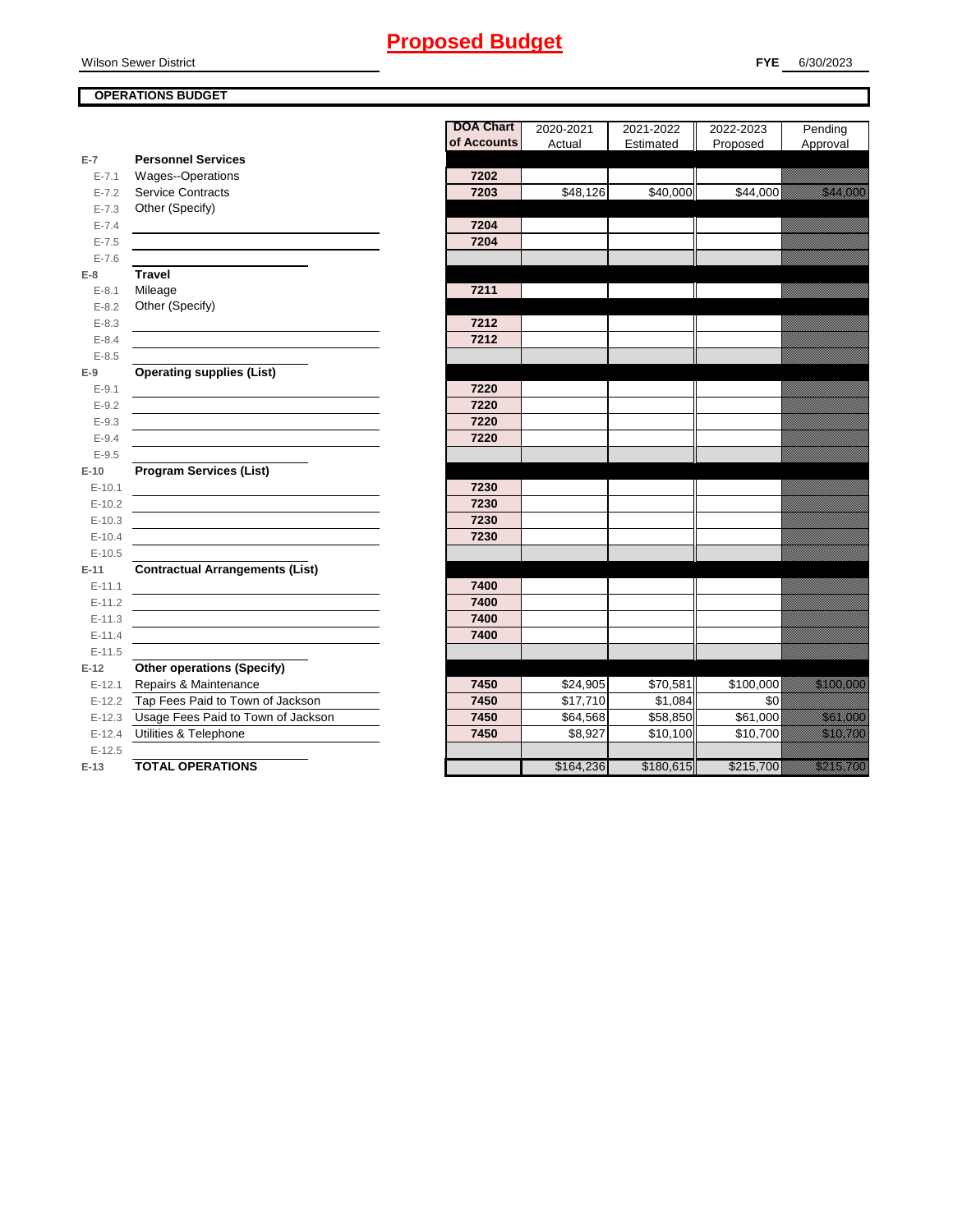# Proposed Budget

Wilson Sewer District

**FYE** 6/30/2023

## OPERATIONS BUDGET

| | | DOA Chart of Accounts | 2020-2021 Actual | 2021-2022 Estimated | 2022-2023 Proposed | Pending Approval |
|---|---|---|---|---|---|---|
| **E-7** | **Personnel Services** | | | | | |
| E-7.1 | Wages--Operations | 7202 | | | | |
| E-7.2 | Service Contracts | 7203 | $48,126 | $40,000 | $44,000 | $44,000 |
| E-7.3 | Other (Specify) | | | | | |
| E-7.4 | | 7204 | | | | |
| E-7.5 | | 7204 | | | | |
| E-7.6 | | | | | | |
| **E-8** | **Travel** | | | | | |
| E-8.1 | Mileage | 7211 | | | | |
| E-8.2 | Other (Specify) | | | | | |
| E-8.3 | | 7212 | | | | |
| E-8.4 | | 7212 | | | | |
| E-8.5 | | | | | | |
| **E-9** | **Operating supplies (List)** | | | | | |
| E-9.1 | | 7220 | | | | |
| E-9.2 | | 7220 | | | | |
| E-9.3 | | 7220 | | | | |
| E-9.4 | | 7220 | | | | |
| E-9.5 | | | | | | |
| **E-10** | **Program Services (List)** | | | | | |
| E-10.1 | | 7230 | | | | |
| E-10.2 | | 7230 | | | | |
| E-10.3 | | 7230 | | | | |
| E-10.4 | | 7230 | | | | |
| E-10.5 | | | | | | |
| **E-11** | **Contractual Arrangements (List)** | | | | | |
| E-11.1 | | 7400 | | | | |
| E-11.2 | | 7400 | | | | |
| E-11.3 | | 7400 | | | | |
| E-11.4 | | 7400 | | | | |
| E-11.5 | | | | | | |
| **E-12** | **Other operations (Specify)** | | | | | |
| E-12.1 | Repairs & Maintenance | 7450 | $24,905 | $70,581 | $100,000 | $100,000 |
| E-12.2 | Tap Fees Paid to Town of Jackson | 7450 | $17,710 | $1,084 | $0 | |
| E-12.3 | Usage Fees Paid to Town of Jackson | 7450 | $64,568 | $58,850 | $61,000 | $61,000 |
| E-12.4 | Utilities & Telephone | 7450 | $8,927 | $10,100 | $10,700 | $10,700 |
| E-12.5 | | | | | | |
| **E-13** | **TOTAL OPERATIONS** | | $164,236 | $180,615 | $215,700 | $215,700 |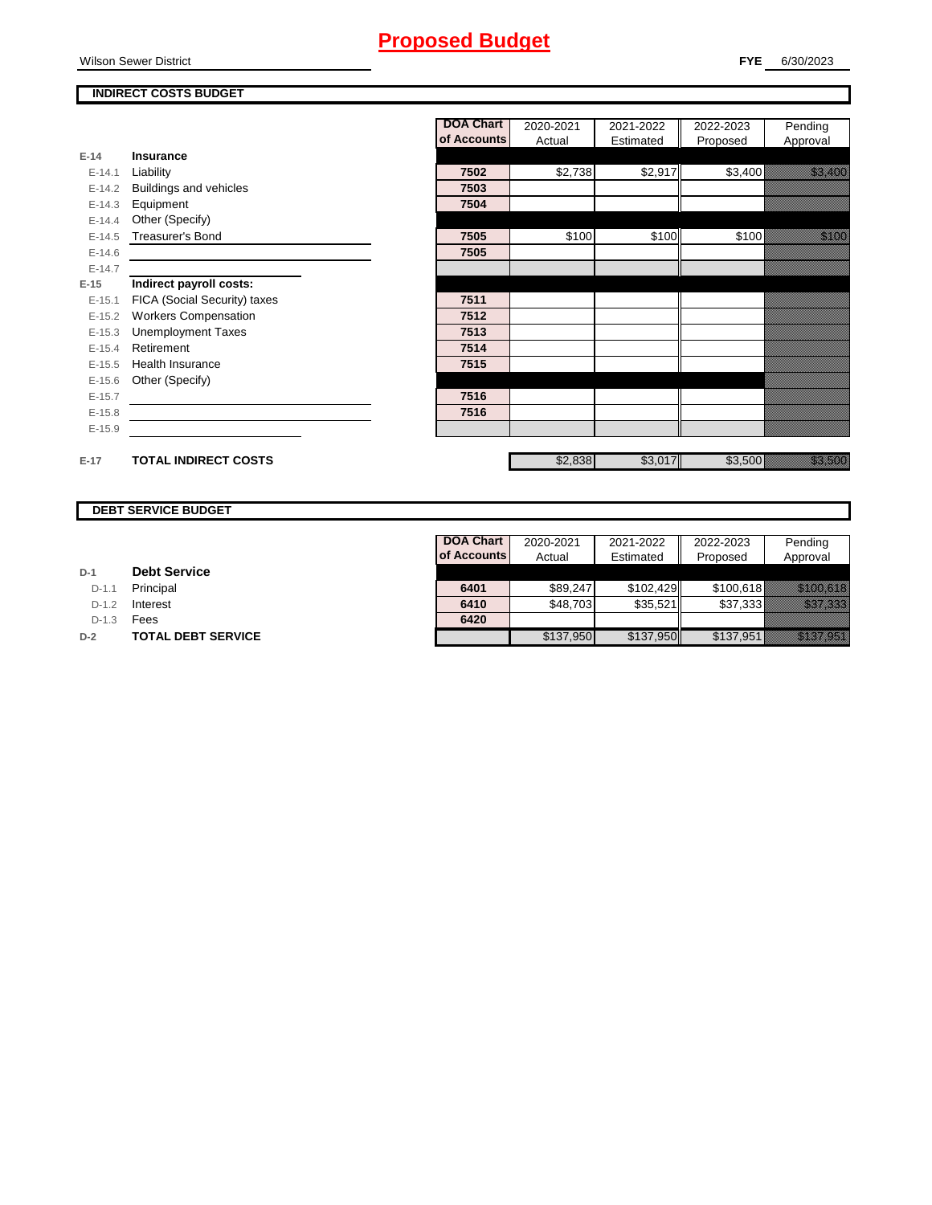# Proposed Budget

Wilson Sewer District

**FYE** 6/30/2023

## INDIRECT COSTS BUDGET

| | | DOA Chart of Accounts | 2020-2021 Actual | 2021-2022 Estimated | 2022-2023 Proposed | Pending Approval |
|---|---|---|---|---|---|---|
| **E-14** | **Insurance** | | | | | |
| E-14.1 | Liability | 7502 | $2,738 | $2,917 | $3,400 | $3,400 |
| E-14.2 | Buildings and vehicles | 7503 | | | | |
| E-14.3 | Equipment | 7504 | | | | |
| E-14.4 | Other (Specify) | | | | | |
| E-14.5 | Treasurer's Bond | 7505 | $100 | $100 | $100 | $100 |
| E-14.6 | | 7505 | | | | |
| E-14.7 | | | | | | |
| **E-15** | **Indirect payroll costs:** | | | | | |
| E-15.1 | FICA (Social Security) taxes | 7511 | | | | |
| E-15.2 | Workers Compensation | 7512 | | | | |
| E-15.3 | Unemployment Taxes | 7513 | | | | |
| E-15.4 | Retirement | 7514 | | | | |
| E-15.5 | Health Insurance | 7515 | | | | |
| E-15.6 | Other (Specify) | | | | | |
| E-15.7 | | 7516 | | | | |
| E-15.8 | | 7516 | | | | |
| E-15.9 | | | | | | |
| **E-17** | **TOTAL INDIRECT COSTS** | | $2,838 | $3,017 | $3,500 | $3,500 |

## DEBT SERVICE BUDGET

| | | DOA Chart of Accounts | 2020-2021 Actual | 2021-2022 Estimated | 2022-2023 Proposed | Pending Approval |
|---|---|---|---|---|---|---|
| **D-1** | **Debt Service** | | | | | |
| D-1.1 | Principal | 6401 | $89,247 | $102,429 | $100,618 | $100,618 |
| D-1.2 | Interest | 6410 | $48,703 | $35,521 | $37,333 | $37,333 |
| D-1.3 | Fees | 6420 | | | | |
| **D-2** | **TOTAL DEBT SERVICE** | | $137,950 | $137,950 | $137,951 | $137,951 |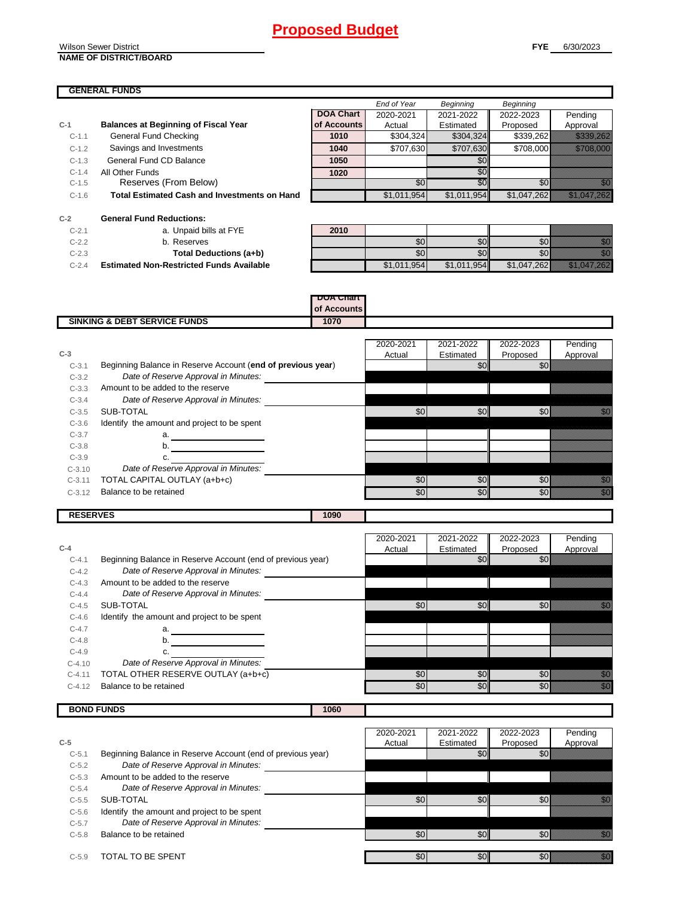# Proposed Budget

Wilson Sewer District
**NAME OF DISTRICT/BOARD**

**FYE** 6/30/2023

## GENERAL FUNDS

| | | DOA Chart of Accounts | End of Year 2020-2021 Actual | Beginning 2021-2022 Estimated | Beginning 2022-2023 Proposed | Pending Approval |
|---|---|---|---|---|---|---|
| **C-1** | **Balances at Beginning of Fiscal Year** | | | | | |
| C-1.1 | General Fund Checking | **1010** | $304,324 | $304,324 | $339,262 | $339,262 |
| C-1.2 | Savings and Investments | **1040** | $707,630 | $707,630 | $708,000 | $708,000 |
| C-1.3 | General Fund CD Balance | **1050** | | $0 | | |
| C-1.4 | All Other Funds | **1020** | | $0 | | |
| C-1.5 | Reserves (From Below) | | $0 | $0 | $0 | $0 |
| C-1.6 | **Total Estimated Cash and Investments on Hand** | | $1,011,954 | $1,011,954 | $1,047,262 | $1,047,262 |
| **C-2** | **General Fund Reductions:** | | | | | |
| C-2.1 | a. Unpaid bills at FYE | **2010** | | | | |
| C-2.2 | b. Reserves | | $0 | $0 | $0 | $0 |
| C-2.3 | **Total Deductions (a+b)** | | $0 | $0 | $0 | $0 |
| C-2.4 | **Estimated Non-Restricted Funds Available** | | $1,011,954 | $1,011,954 | $1,047,262 | $1,047,262 |

## SINKING & DEBT SERVICE FUNDS

DOA Chart of Accounts: **1070**

| | | 2020-2021 Actual | 2021-2022 Estimated | 2022-2023 Proposed | Pending Approval |
|---|---|---|---|---|---|
| **C-3** | | | | | |
| C-3.1 | Beginning Balance in Reserve Account (**end of previous year**) | | $0 | $0 | |
| C-3.2 | *Date of Reserve Approval in Minutes:* | | | | |
| C-3.3 | Amount to be added to the reserve | | | | |
| C-3.4 | *Date of Reserve Approval in Minutes:* | | | | |
| C-3.5 | SUB-TOTAL | $0 | $0 | $0 | $0 |
| C-3.6 | Identify the amount and project to be spent | | | | |
| C-3.7 | a. | | | | |
| C-3.8 | b. | | | | |
| C-3.9 | c. | | | | |
| C-3.10 | *Date of Reserve Approval in Minutes:* | | | | |
| C-3.11 | TOTAL CAPITAL OUTLAY (a+b+c) | $0 | $0 | $0 | $0 |
| C-3.12 | Balance to be retained | $0 | $0 | $0 | $0 |

## RESERVES

DOA Chart of Accounts: **1090**

| | | 2020-2021 Actual | 2021-2022 Estimated | 2022-2023 Proposed | Pending Approval |
|---|---|---|---|---|---|
| **C-4** | | | | | |
| C-4.1 | Beginning Balance in Reserve Account (end of previous year) | | $0 | $0 | |
| C-4.2 | *Date of Reserve Approval in Minutes:* | | | | |
| C-4.3 | Amount to be added to the reserve | | | | |
| C-4.4 | *Date of Reserve Approval in Minutes:* | | | | |
| C-4.5 | SUB-TOTAL | $0 | $0 | $0 | $0 |
| C-4.6 | Identify the amount and project to be spent | | | | |
| C-4.7 | a. | | | | |
| C-4.8 | b. | | | | |
| C-4.9 | c. | | | | |
| C-4.10 | *Date of Reserve Approval in Minutes:* | | | | |
| C-4.11 | TOTAL OTHER RESERVE OUTLAY (a+b+c) | $0 | $0 | $0 | $0 |
| C-4.12 | Balance to be retained | $0 | $0 | $0 | $0 |

## BOND FUNDS

DOA Chart of Accounts: **1060**

| | | 2020-2021 Actual | 2021-2022 Estimated | 2022-2023 Proposed | Pending Approval |
|---|---|---|---|---|---|
| **C-5** | | | | | |
| C-5.1 | Beginning Balance in Reserve Account (end of previous year) | | $0 | $0 | |
| C-5.2 | *Date of Reserve Approval in Minutes:* | | | | |
| C-5.3 | Amount to be added to the reserve | | | | |
| C-5.4 | *Date of Reserve Approval in Minutes:* | | | | |
| C-5.5 | SUB-TOTAL | $0 | $0 | $0 | $0 |
| C-5.6 | Identify the amount and project to be spent | | | | |
| C-5.7 | *Date of Reserve Approval in Minutes:* | | | | |
| C-5.8 | Balance to be retained | $0 | $0 | $0 | $0 |
| C-5.9 | TOTAL TO BE SPENT | $0 | $0 | $0 | $0 |